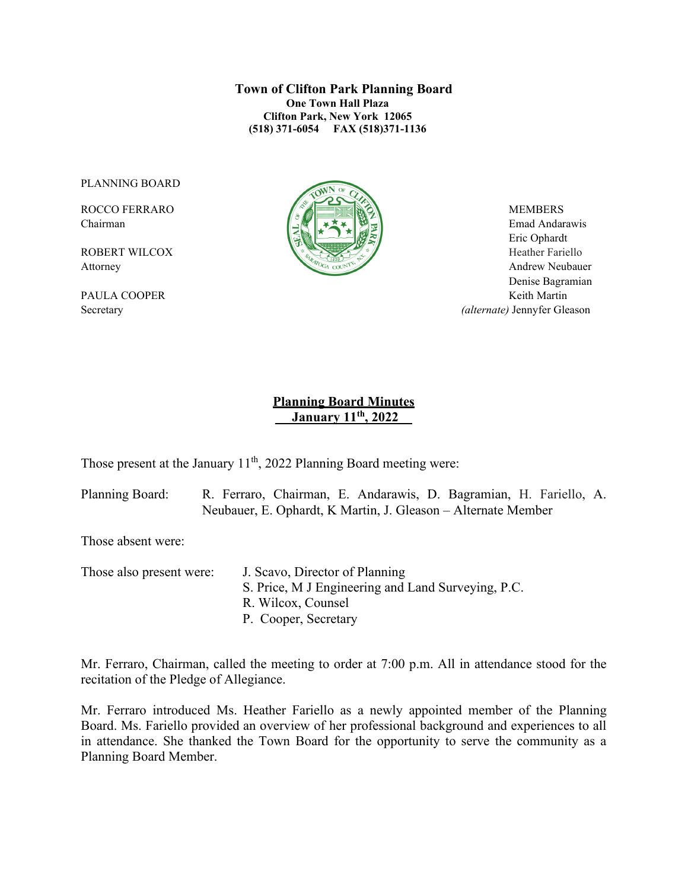**Town of Clifton Park Planning Board**
**One Town Hall Plaza**
**Clifton Park, New York 12065**
**(518) 371-6054 FAX (518)371-1136**

PLANNING BOARD

ROCCO FERRARO
Chairman

ROBERT WILCOX
Attorney

PAULA COOPER
Secretary

MEMBERS
Emad Andarawis
Eric Ophardt
Heather Fariello
Andrew Neubauer
Denise Bagramian
Keith Martin
*(alternate)* Jennyfer Gleason

## Planning Board Minutes
## January 11th, 2022

Those present at the January 11th, 2022 Planning Board meeting were:

Planning Board: R. Ferraro, Chairman, E. Andarawis, D. Bagramian, H. Fariello, A. Neubauer, E. Ophardt, K Martin, J. Gleason – Alternate Member

Those absent were:

Those also present were:
- J. Scavo, Director of Planning
- S. Price, M J Engineering and Land Surveying, P.C.
- R. Wilcox, Counsel
- P. Cooper, Secretary

Mr. Ferraro, Chairman, called the meeting to order at 7:00 p.m. All in attendance stood for the recitation of the Pledge of Allegiance.

Mr. Ferraro introduced Ms. Heather Fariello as a newly appointed member of the Planning Board. Ms. Fariello provided an overview of her professional background and experiences to all in attendance. She thanked the Town Board for the opportunity to serve the community as a Planning Board Member.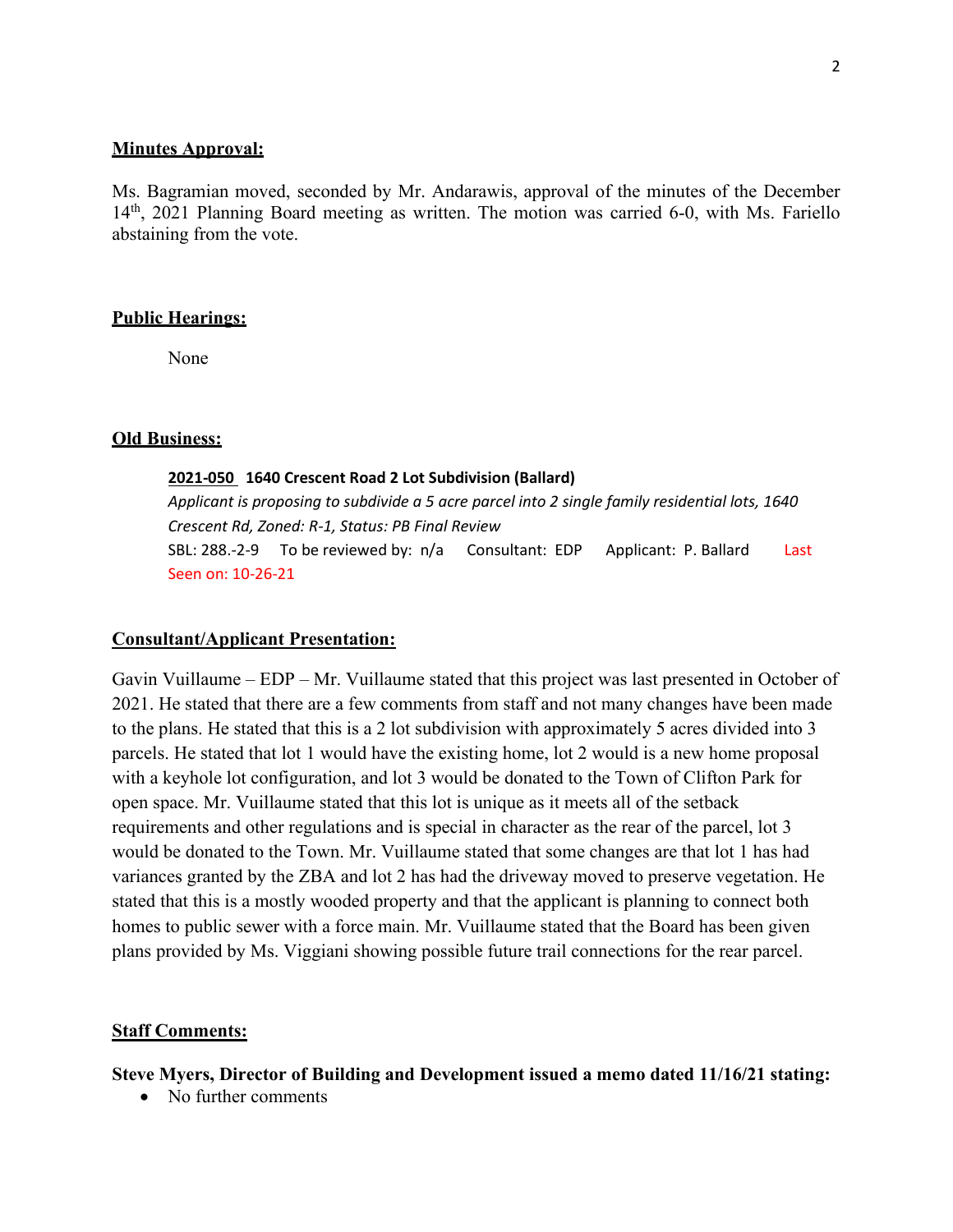**Minutes Approval:**

Ms. Bagramian moved, seconded by Mr. Andarawis, approval of the minutes of the December 14th, 2021 Planning Board meeting as written. The motion was carried 6-0, with Ms. Fariello abstaining from the vote.

**Public Hearings:**

None

**Old Business:**

**2021-050 1640 Crescent Road 2 Lot Subdivision (Ballard)**
*Applicant is proposing to subdivide a 5 acre parcel into 2 single family residential lots, 1640 Crescent Rd, Zoned: R-1, Status: PB Final Review*
SBL: 288.-2-9 To be reviewed by: n/a Consultant: EDP Applicant: P. Ballard Last Seen on: 10-26-21

**Consultant/Applicant Presentation:**

Gavin Vuillaume – EDP – Mr. Vuillaume stated that this project was last presented in October of 2021. He stated that there are a few comments from staff and not many changes have been made to the plans. He stated that this is a 2 lot subdivision with approximately 5 acres divided into 3 parcels. He stated that lot 1 would have the existing home, lot 2 would is a new home proposal with a keyhole lot configuration, and lot 3 would be donated to the Town of Clifton Park for open space. Mr. Vuillaume stated that this lot is unique as it meets all of the setback requirements and other regulations and is special in character as the rear of the parcel, lot 3 would be donated to the Town. Mr. Vuillaume stated that some changes are that lot 1 has had variances granted by the ZBA and lot 2 has had the driveway moved to preserve vegetation. He stated that this is a mostly wooded property and that the applicant is planning to connect both homes to public sewer with a force main. Mr. Vuillaume stated that the Board has been given plans provided by Ms. Viggiani showing possible future trail connections for the rear parcel.

**Staff Comments:**

**Steve Myers, Director of Building and Development issued a memo dated 11/16/21 stating:**

- No further comments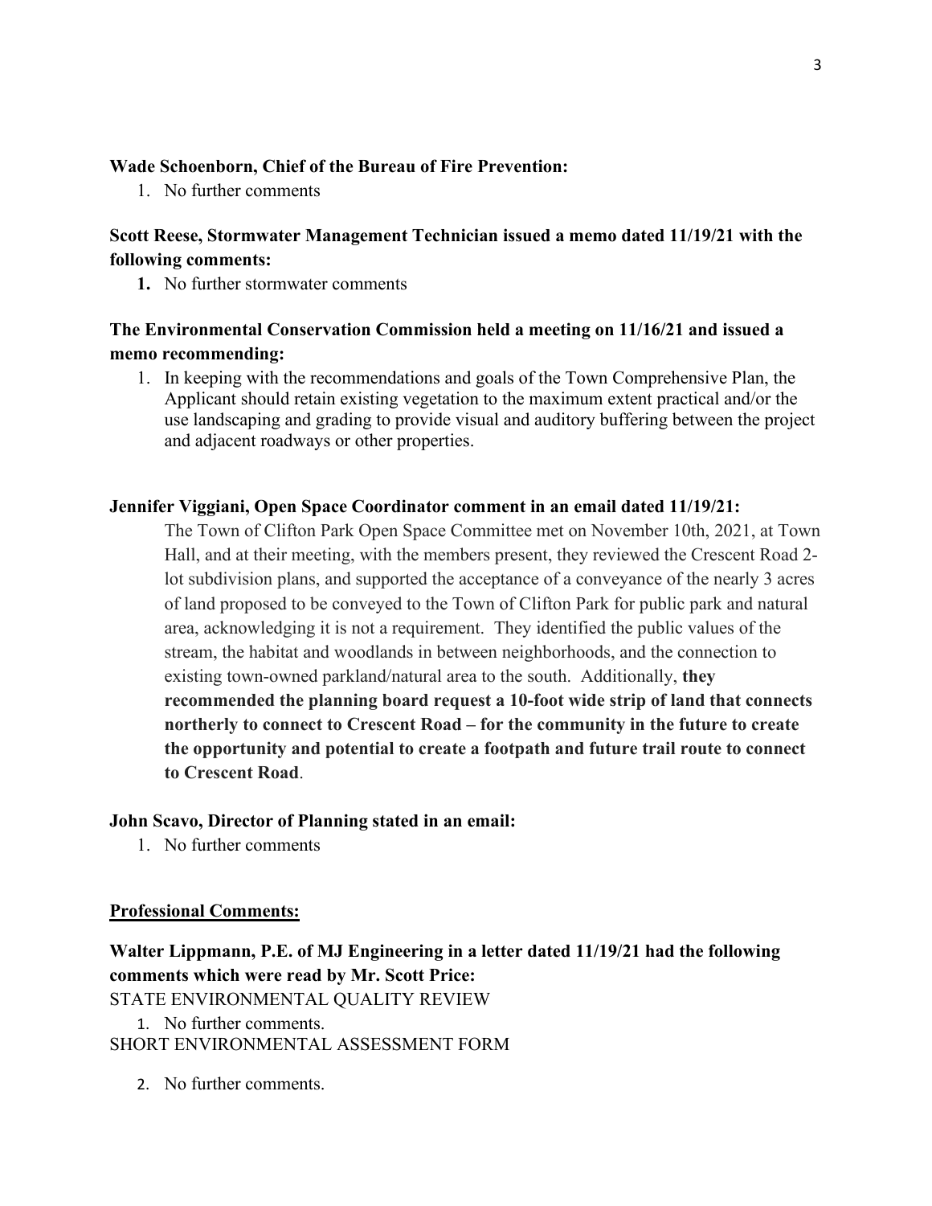**Wade Schoenborn, Chief of the Bureau of Fire Prevention:**

1. No further comments

**Scott Reese, Stormwater Management Technician issued a memo dated 11/19/21 with the following comments:**

1. No further stormwater comments

**The Environmental Conservation Commission held a meeting on 11/16/21 and issued a memo recommending:**

1. In keeping with the recommendations and goals of the Town Comprehensive Plan, the Applicant should retain existing vegetation to the maximum extent practical and/or the use landscaping and grading to provide visual and auditory buffering between the project and adjacent roadways or other properties.

**Jennifer Viggiani, Open Space Coordinator comment in an email dated 11/19/21:**

The Town of Clifton Park Open Space Committee met on November 10th, 2021, at Town Hall, and at their meeting, with the members present, they reviewed the Crescent Road 2-lot subdivision plans, and supported the acceptance of a conveyance of the nearly 3 acres of land proposed to be conveyed to the Town of Clifton Park for public park and natural area, acknowledging it is not a requirement. They identified the public values of the stream, the habitat and woodlands in between neighborhoods, and the connection to existing town-owned parkland/natural area to the south. Additionally, **they recommended the planning board request a 10-foot wide strip of land that connects northerly to connect to Crescent Road – for the community in the future to create the opportunity and potential to create a footpath and future trail route to connect to Crescent Road**.

**John Scavo, Director of Planning stated in an email:**

1. No further comments

**Professional Comments:**

**Walter Lippmann, P.E. of MJ Engineering in a letter dated 11/19/21 had the following comments which were read by Mr. Scott Price:**

STATE ENVIRONMENTAL QUALITY REVIEW

1. No further comments.

SHORT ENVIRONMENTAL ASSESSMENT FORM

2. No further comments.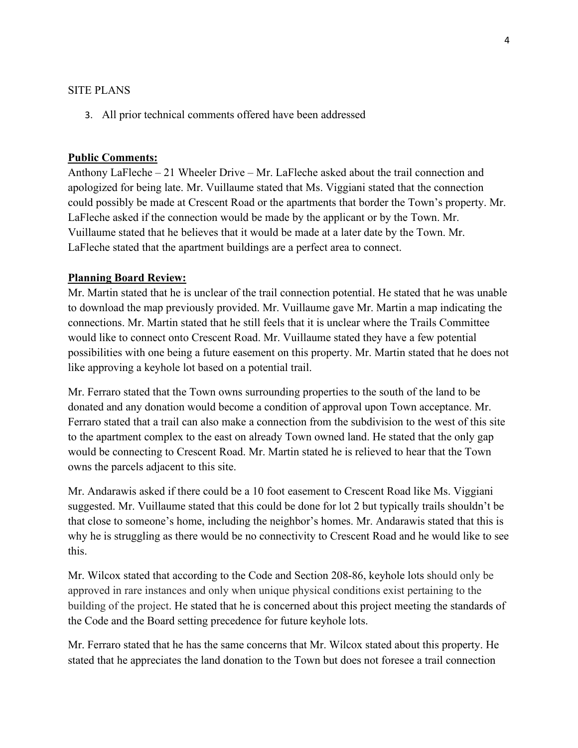SITE PLANS

3. All prior technical comments offered have been addressed

**Public Comments:**

Anthony LaFleche – 21 Wheeler Drive – Mr. LaFleche asked about the trail connection and apologized for being late. Mr. Vuillaume stated that Ms. Viggiani stated that the connection could possibly be made at Crescent Road or the apartments that border the Town's property. Mr. LaFleche asked if the connection would be made by the applicant or by the Town. Mr. Vuillaume stated that he believes that it would be made at a later date by the Town. Mr. LaFleche stated that the apartment buildings are a perfect area to connect.

**Planning Board Review:**

Mr. Martin stated that he is unclear of the trail connection potential. He stated that he was unable to download the map previously provided. Mr. Vuillaume gave Mr. Martin a map indicating the connections. Mr. Martin stated that he still feels that it is unclear where the Trails Committee would like to connect onto Crescent Road. Mr. Vuillaume stated they have a few potential possibilities with one being a future easement on this property. Mr. Martin stated that he does not like approving a keyhole lot based on a potential trail.

Mr. Ferraro stated that the Town owns surrounding properties to the south of the land to be donated and any donation would become a condition of approval upon Town acceptance. Mr. Ferraro stated that a trail can also make a connection from the subdivision to the west of this site to the apartment complex to the east on already Town owned land. He stated that the only gap would be connecting to Crescent Road. Mr. Martin stated he is relieved to hear that the Town owns the parcels adjacent to this site.

Mr. Andarawis asked if there could be a 10 foot easement to Crescent Road like Ms. Viggiani suggested. Mr. Vuillaume stated that this could be done for lot 2 but typically trails shouldn't be that close to someone's home, including the neighbor's homes. Mr. Andarawis stated that this is why he is struggling as there would be no connectivity to Crescent Road and he would like to see this.

Mr. Wilcox stated that according to the Code and Section 208-86, keyhole lots should only be approved in rare instances and only when unique physical conditions exist pertaining to the building of the project. He stated that he is concerned about this project meeting the standards of the Code and the Board setting precedence for future keyhole lots.

Mr. Ferraro stated that he has the same concerns that Mr. Wilcox stated about this property. He stated that he appreciates the land donation to the Town but does not foresee a trail connection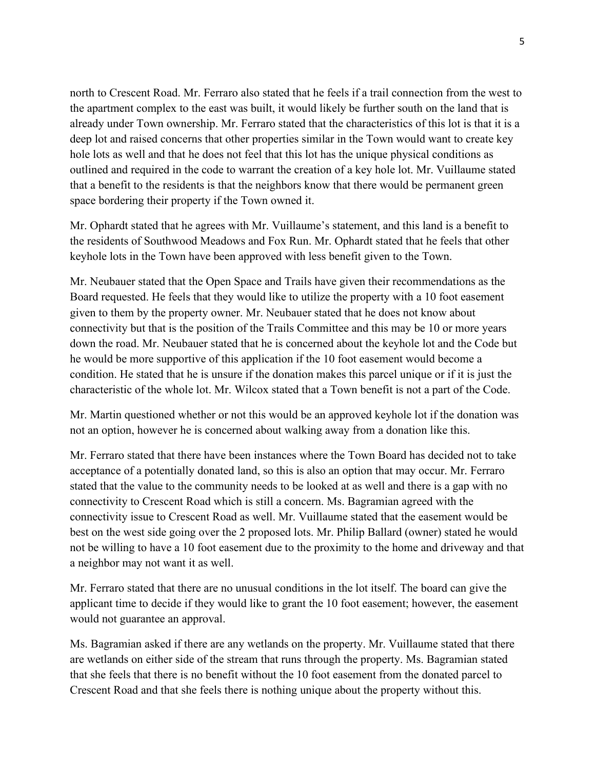north to Crescent Road. Mr. Ferraro also stated that he feels if a trail connection from the west to the apartment complex to the east was built, it would likely be further south on the land that is already under Town ownership. Mr. Ferraro stated that the characteristics of this lot is that it is a deep lot and raised concerns that other properties similar in the Town would want to create key hole lots as well and that he does not feel that this lot has the unique physical conditions as outlined and required in the code to warrant the creation of a key hole lot. Mr. Vuillaume stated that a benefit to the residents is that the neighbors know that there would be permanent green space bordering their property if the Town owned it.

Mr. Ophardt stated that he agrees with Mr. Vuillaume's statement, and this land is a benefit to the residents of Southwood Meadows and Fox Run. Mr. Ophardt stated that he feels that other keyhole lots in the Town have been approved with less benefit given to the Town.

Mr. Neubauer stated that the Open Space and Trails have given their recommendations as the Board requested. He feels that they would like to utilize the property with a 10 foot easement given to them by the property owner. Mr. Neubauer stated that he does not know about connectivity but that is the position of the Trails Committee and this may be 10 or more years down the road. Mr. Neubauer stated that he is concerned about the keyhole lot and the Code but he would be more supportive of this application if the 10 foot easement would become a condition. He stated that he is unsure if the donation makes this parcel unique or if it is just the characteristic of the whole lot. Mr. Wilcox stated that a Town benefit is not a part of the Code.

Mr. Martin questioned whether or not this would be an approved keyhole lot if the donation was not an option, however he is concerned about walking away from a donation like this.

Mr. Ferraro stated that there have been instances where the Town Board has decided not to take acceptance of a potentially donated land, so this is also an option that may occur. Mr. Ferraro stated that the value to the community needs to be looked at as well and there is a gap with no connectivity to Crescent Road which is still a concern. Ms. Bagramian agreed with the connectivity issue to Crescent Road as well. Mr. Vuillaume stated that the easement would be best on the west side going over the 2 proposed lots. Mr. Philip Ballard (owner) stated he would not be willing to have a 10 foot easement due to the proximity to the home and driveway and that a neighbor may not want it as well.

Mr. Ferraro stated that there are no unusual conditions in the lot itself. The board can give the applicant time to decide if they would like to grant the 10 foot easement; however, the easement would not guarantee an approval.

Ms. Bagramian asked if there are any wetlands on the property. Mr. Vuillaume stated that there are wetlands on either side of the stream that runs through the property. Ms. Bagramian stated that she feels that there is no benefit without the 10 foot easement from the donated parcel to Crescent Road and that she feels there is nothing unique about the property without this.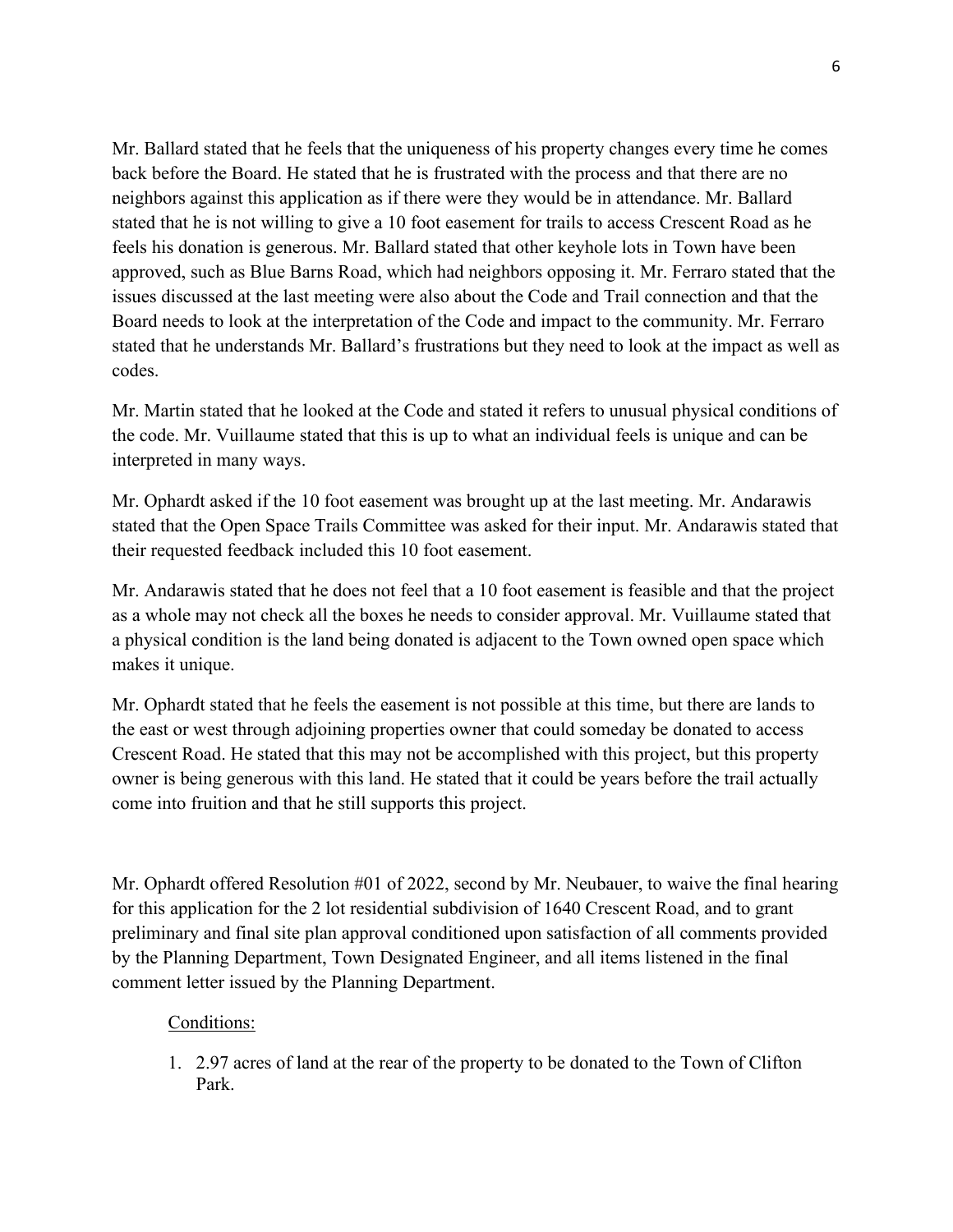Mr. Ballard stated that he feels that the uniqueness of his property changes every time he comes back before the Board. He stated that he is frustrated with the process and that there are no neighbors against this application as if there were they would be in attendance. Mr. Ballard stated that he is not willing to give a 10 foot easement for trails to access Crescent Road as he feels his donation is generous. Mr. Ballard stated that other keyhole lots in Town have been approved, such as Blue Barns Road, which had neighbors opposing it. Mr. Ferraro stated that the issues discussed at the last meeting were also about the Code and Trail connection and that the Board needs to look at the interpretation of the Code and impact to the community. Mr. Ferraro stated that he understands Mr. Ballard's frustrations but they need to look at the impact as well as codes.

Mr. Martin stated that he looked at the Code and stated it refers to unusual physical conditions of the code. Mr. Vuillaume stated that this is up to what an individual feels is unique and can be interpreted in many ways.

Mr. Ophardt asked if the 10 foot easement was brought up at the last meeting. Mr. Andarawis stated that the Open Space Trails Committee was asked for their input. Mr. Andarawis stated that their requested feedback included this 10 foot easement.

Mr. Andarawis stated that he does not feel that a 10 foot easement is feasible and that the project as a whole may not check all the boxes he needs to consider approval. Mr. Vuillaume stated that a physical condition is the land being donated is adjacent to the Town owned open space which makes it unique.

Mr. Ophardt stated that he feels the easement is not possible at this time, but there are lands to the east or west through adjoining properties owner that could someday be donated to access Crescent Road. He stated that this may not be accomplished with this project, but this property owner is being generous with this land. He stated that it could be years before the trail actually come into fruition and that he still supports this project.

Mr. Ophardt offered Resolution #01 of 2022, second by Mr. Neubauer, to waive the final hearing for this application for the 2 lot residential subdivision of 1640 Crescent Road, and to grant preliminary and final site plan approval conditioned upon satisfaction of all comments provided by the Planning Department, Town Designated Engineer, and all items listened in the final comment letter issued by the Planning Department.

Conditions:

1. 2.97 acres of land at the rear of the property to be donated to the Town of Clifton Park.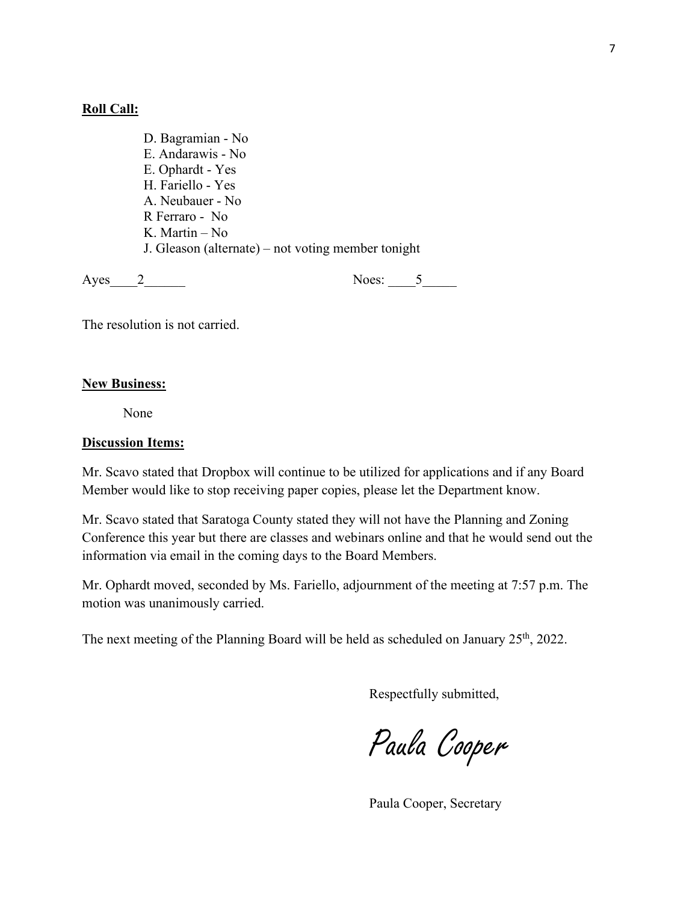**Roll Call:**

D. Bagramian - No  
E. Andarawis - No  
E. Ophardt - Yes  
H. Fariello - Yes  
A. Neubauer - No  
R Ferraro - No  
K. Martin – No  
J. Gleason (alternate) – not voting member tonight

Ayes____2______ Noes: ____5_____

The resolution is not carried.

**New Business:**

None

**Discussion Items:**

Mr. Scavo stated that Dropbox will continue to be utilized for applications and if any Board Member would like to stop receiving paper copies, please let the Department know.

Mr. Scavo stated that Saratoga County stated they will not have the Planning and Zoning Conference this year but there are classes and webinars online and that he would send out the information via email in the coming days to the Board Members.

Mr. Ophardt moved, seconded by Ms. Fariello, adjournment of the meeting at 7:57 p.m. The motion was unanimously carried.

The next meeting of the Planning Board will be held as scheduled on January 25th, 2022.

Respectfully submitted,

Paula Cooper

Paula Cooper, Secretary